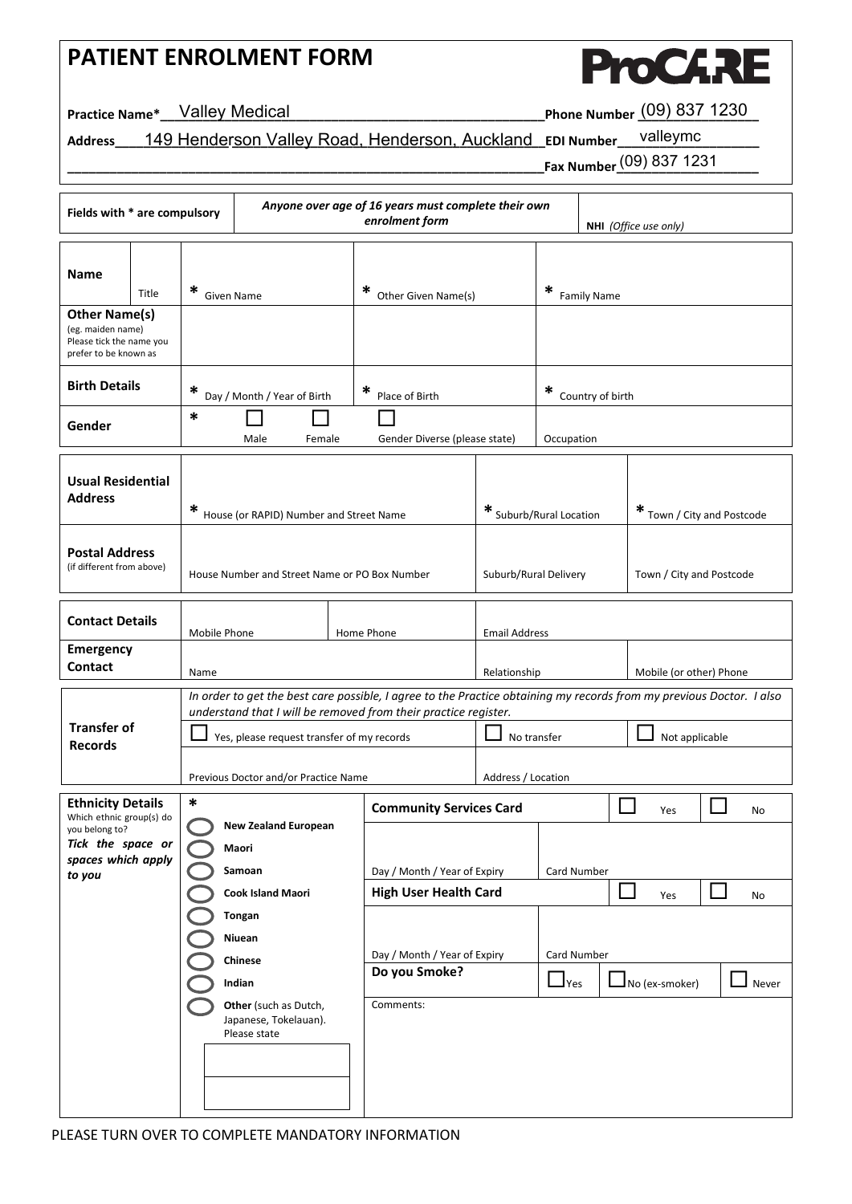# PATIENT ENROLMENT FORM

**ProCARE**

**Practice Name*** Valley Medical **Phone Number** (09) 837 1230

**Address** 149 Henderson Valley Road, Henderson, Auckland **EDI Number** valleymc

**Fax Number** (09) 837 1231

| **Fields with * are compulsory** | ***Anyone over age of 16 years must complete their own enrolment form*** | **NHI** *(Office use only)* |
|---|---|---|

| | | | | |
|---|---|---|---|---|
| **Name** | Title | * Given Name | * Other Given Name(s) | * Family Name |
| **Other Name(s)** (eg. maiden name) Please tick the name you prefer to be known as | | | | |
| **Birth Details** | | * Day / Month / Year of Birth | * Place of Birth | * Country of birth |
| **Gender** | | * ☐ Male ☐ Female | ☐ Gender Diverse (please state) | Occupation |

| | | | |
|---|---|---|---|
| **Usual Residential Address** | * House (or RAPID) Number and Street Name | * Suburb/Rural Location | * Town / City and Postcode |
| **Postal Address** (if different from above) | House Number and Street Name or PO Box Number | Suburb/Rural Delivery | Town / City and Postcode |

| | | | |
|---|---|---|---|
| **Contact Details** | Mobile Phone | Home Phone | Email Address |
| **Emergency Contact** | Name | Relationship | Mobile (or other) Phone |

**Transfer of Records**

*In order to get the best care possible, I agree to the Practice obtaining my records from my previous Doctor. I also understand that I will be removed from their practice register.*

☐ Yes, please request transfer of my records ☐ No transfer ☐ Not applicable

| Previous Doctor and/or Practice Name | Address / Location |
|---|---|
| | |

**Ethnicity Details** *
Which ethnic group(s) do you belong to?
***Tick the space or spaces which apply to you***

- ○ **New Zealand European**
- ○ **Maori**
- ○ **Samoan**
- ○ **Cook Island Maori**
- ○ **Tongan**
- ○ **Niuean**
- ○ **Chinese**
- ○ **Indian**
- ○ **Other** (such as Dutch, Japanese, Tokelauan). Please state

**Community Services Card** ☐ Yes ☐ No

| Day / Month / Year of Expiry | Card Number |
|---|---|
| | |

**High User Health Card** ☐ Yes ☐ No

| Day / Month / Year of Expiry | Card Number |
|---|---|
| | |

**Do you Smoke?** ☐ Yes ☐ No (ex-smoker) ☐ Never

Comments:

PLEASE TURN OVER TO COMPLETE MANDATORY INFORMATION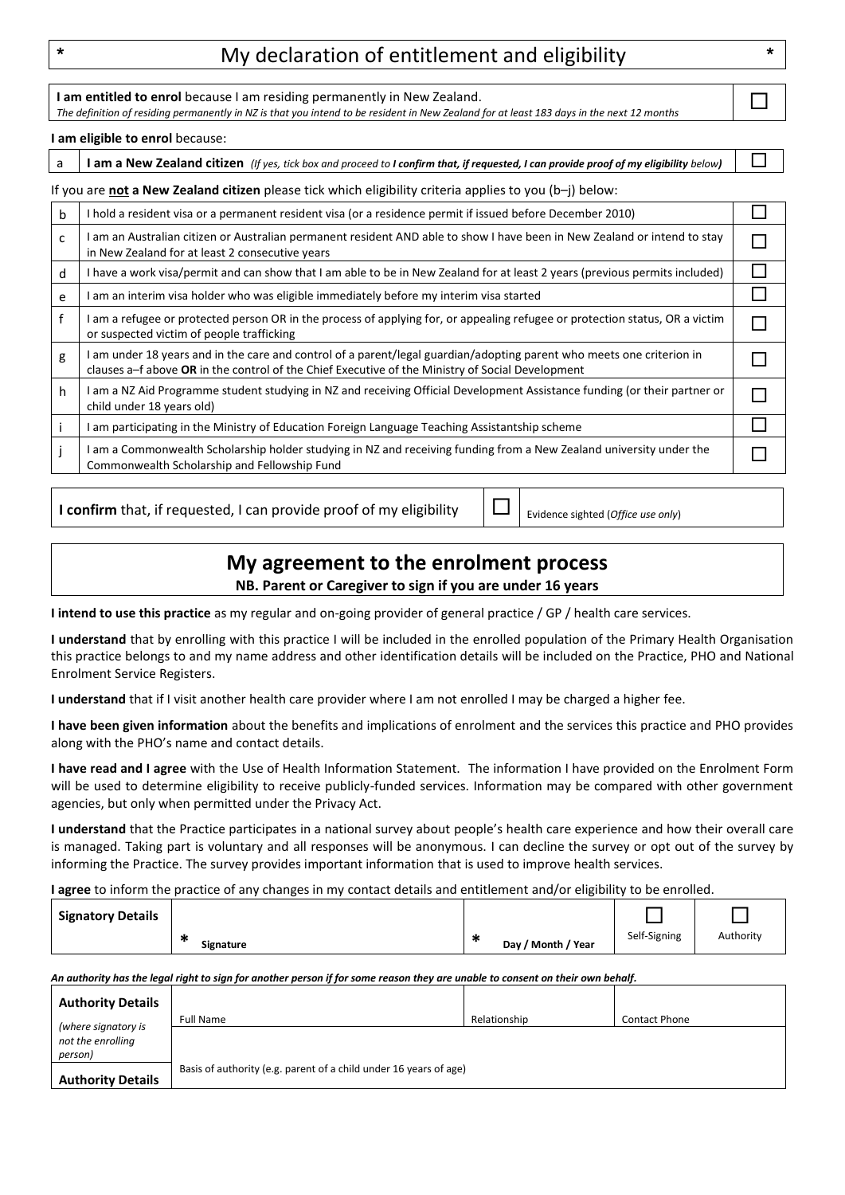## * My declaration of entitlement and eligibility *

| | |
|---|---|
| **I am entitled to enrol** because I am residing permanently in New Zealand. *The definition of residing permanently in NZ is that you intend to be resident in New Zealand for at least 183 days in the next 12 months* | ☐ |

**I am eligible to enrol** because:

| | | |
|---|---|---|
| a | **I am a New Zealand citizen** *(If yes, tick box and proceed to **I confirm that, if requested, I can provide proof of my eligibility** below)* | ☐ |

If you are **not** **a New Zealand citizen** please tick which eligibility criteria applies to you (b–j) below:

| | | |
|---|---|---|
| b | I hold a resident visa or a permanent resident visa (or a residence permit if issued before December 2010) | ☐ |
| c | I am an Australian citizen or Australian permanent resident AND able to show I have been in New Zealand or intend to stay in New Zealand for at least 2 consecutive years | ☐ |
| d | I have a work visa/permit and can show that I am able to be in New Zealand for at least 2 years (previous permits included) | ☐ |
| e | I am an interim visa holder who was eligible immediately before my interim visa started | ☐ |
| f | I am a refugee or protected person OR in the process of applying for, or appealing refugee or protection status, OR a victim or suspected victim of people trafficking | ☐ |
| g | I am under 18 years and in the care and control of a parent/legal guardian/adopting parent who meets one criterion in clauses a–f above **OR** in the control of the Chief Executive of the Ministry of Social Development | ☐ |
| h | I am a NZ Aid Programme student studying in NZ and receiving Official Development Assistance funding (or their partner or child under 18 years old) | ☐ |
| i | I am participating in the Ministry of Education Foreign Language Teaching Assistantship scheme | ☐ |
| j | I am a Commonwealth Scholarship holder studying in NZ and receiving funding from a New Zealand university under the Commonwealth Scholarship and Fellowship Fund | ☐ |

| | | |
|---|---|---|
| **I confirm** that, if requested, I can provide proof of my eligibility | ☐ | Evidence sighted (*Office use only*) |

## My agreement to the enrolment process

**NB. Parent or Caregiver to sign if you are under 16 years**

**I intend to use this practice** as my regular and on-going provider of general practice / GP / health care services.

**I understand** that by enrolling with this practice I will be included in the enrolled population of the Primary Health Organisation this practice belongs to and my name address and other identification details will be included on the Practice, PHO and National Enrolment Service Registers.

**I understand** that if I visit another health care provider where I am not enrolled I may be charged a higher fee.

**I have been given information** about the benefits and implications of enrolment and the services this practice and PHO provides along with the PHO's name and contact details.

**I have read and I agree** with the Use of Health Information Statement. The information I have provided on the Enrolment Form will be used to determine eligibility to receive publicly-funded services. Information may be compared with other government agencies, but only when permitted under the Privacy Act.

**I understand** that the Practice participates in a national survey about people's health care experience and how their overall care is managed. Taking part is voluntary and all responses will be anonymous. I can decline the survey or opt out of the survey by informing the Practice. The survey provides important information that is used to improve health services.

**I agree** to inform the practice of any changes in my contact details and entitlement and/or eligibility to be enrolled.

| | | | | |
|---|---|---|---|---|
| **Signatory Details** | * **Signature** | * **Day / Month / Year** | ☐ Self-Signing | ☐ Authority |

***An authority has the legal right to sign for another person if for some reason they are unable to consent on their own behalf.***

| | | | |
|---|---|---|---|
| **Authority Details** *(where signatory is not the enrolling person)* | Full Name | Relationship | Contact Phone |
| **Authority Details** | Basis of authority (e.g. parent of a child under 16 years of age) | | |